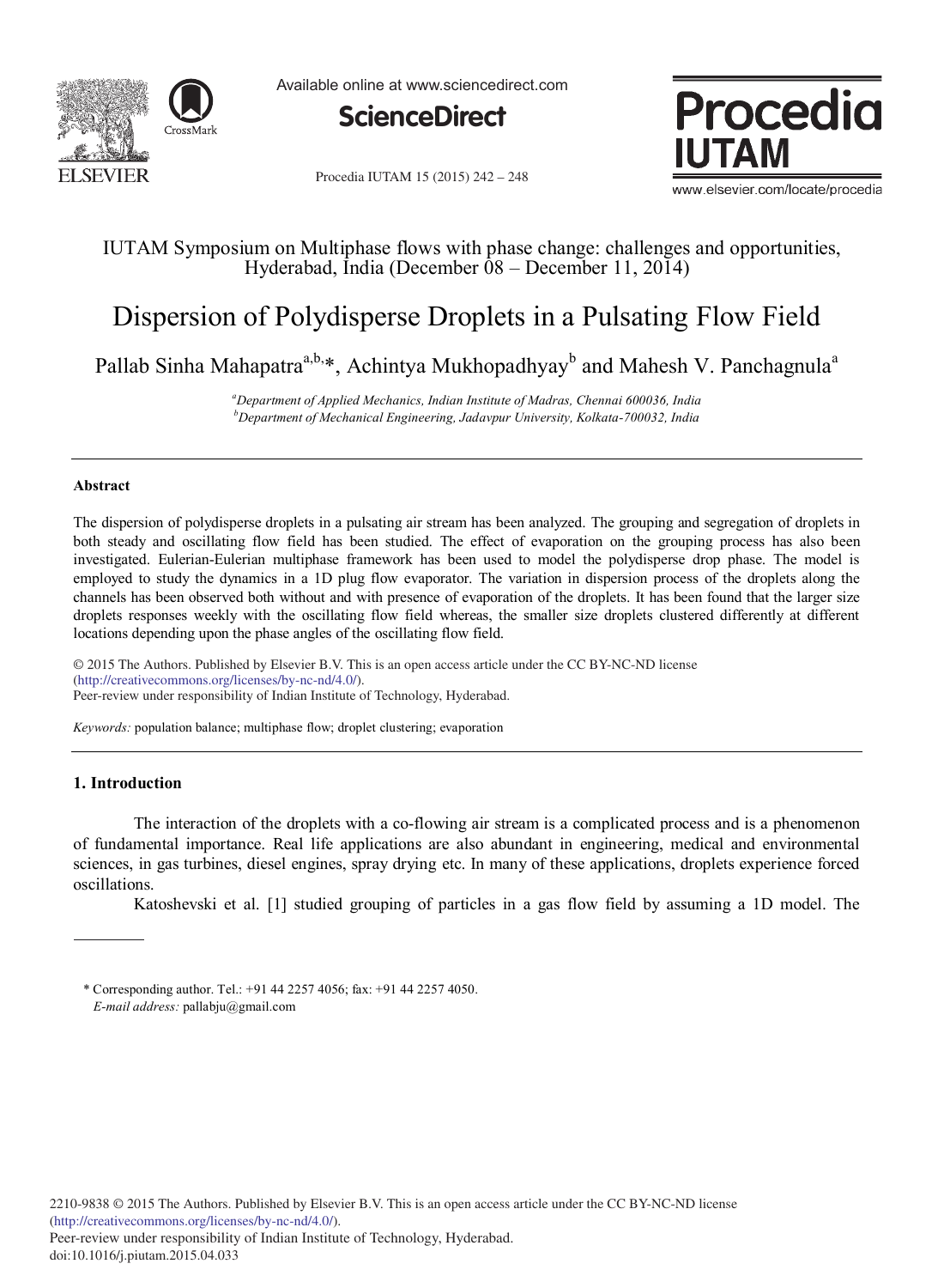Available online at www.sciencedirect.com

ScienceDirect

Procedia IUTAM 15 (2015) 242 – 248

IUTAM Symposium on Multiphase flows with phase change: challenges and opportunities, Hyderabad, India (December 08 – December 11, 2014)

# Dispersion of Polydisperse Droplets in a Pulsating Flow Field

Pallab Sinha Mahapatra[a,b,*], Achintya Mukhopadhyay[b] and Mahesh V. Panchagnula[a]

[a]*Department of Applied Mechanics, Indian Institute of Madras, Chennai 600036, India*
[b]*Department of Mechanical Engineering, Jadavpur University, Kolkata-700032, India*

---

## Abstract

The dispersion of polydisperse droplets in a pulsating air stream has been analyzed. The grouping and segregation of droplets in both steady and oscillating flow field has been studied. The effect of evaporation on the grouping process has also been investigated. Eulerian-Eulerian multiphase framework has been used to model the polydisperse drop phase. The model is employed to study the dynamics in a 1D plug flow evaporator. The variation in dispersion process of the droplets along the channels has been observed both without and with presence of evaporation of the droplets. It has been found that the larger size droplets responses weekly with the oscillating flow field whereas, the smaller size droplets clustered differently at different locations depending upon the phase angles of the oscillating flow field.

© 2015 The Authors. Published by Elsevier B.V. This is an open access article under the CC BY-NC-ND license (http://creativecommons.org/licenses/by-nc-nd/4.0/).
Peer-review under responsibility of Indian Institute of Technology, Hyderabad.

*Keywords:* population balance; multiphase flow; droplet clustering; evaporation

---

## 1. Introduction

The interaction of the droplets with a co-flowing air stream is a complicated process and is a phenomenon of fundamental importance. Real life applications are also abundant in engineering, medical and environmental sciences, in gas turbines, diesel engines, spray drying etc. In many of these applications, droplets experience forced oscillations.

Katoshevski et al. [1] studied grouping of particles in a gas flow field by assuming a 1D model. The

---

\* Corresponding author. Tel.: +91 44 2257 4056; fax: +91 44 2257 4050.
*E-mail address:* pallabju@gmail.com

2210-9838 © 2015 The Authors. Published by Elsevier B.V. This is an open access article under the CC BY-NC-ND license (http://creativecommons.org/licenses/by-nc-nd/4.0/).
Peer-review under responsibility of Indian Institute of Technology, Hyderabad.
doi:10.1016/j.piutam.2015.04.033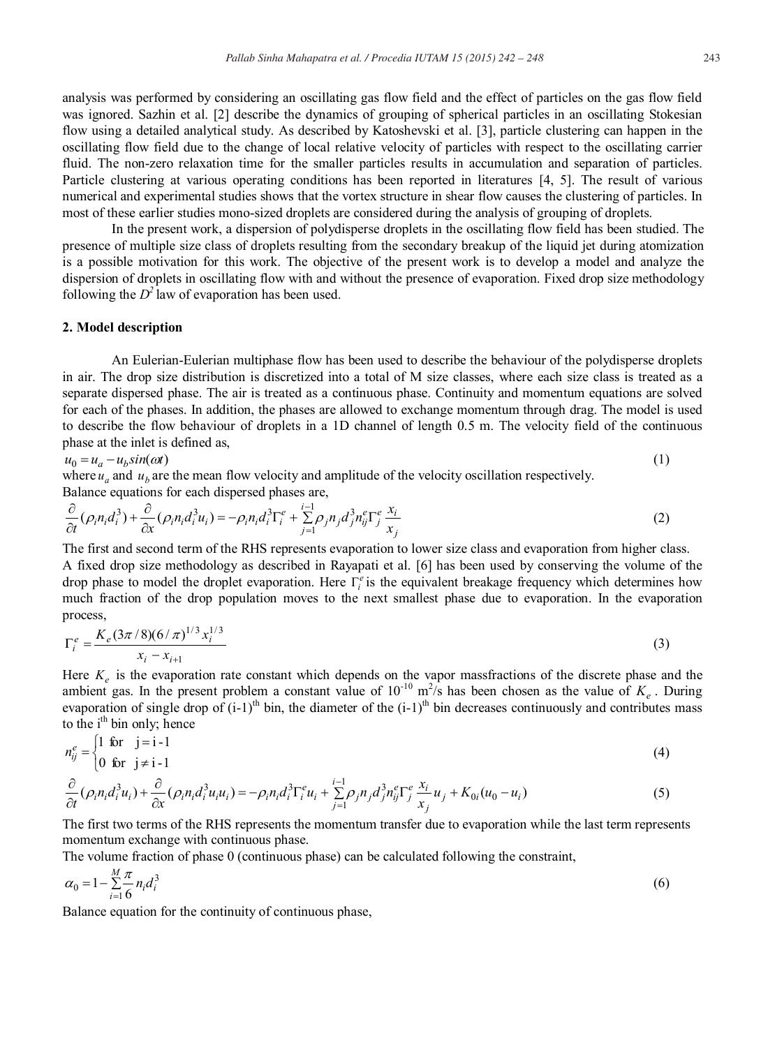analysis was performed by considering an oscillating gas flow field and the effect of particles on the gas flow field was ignored. Sazhin et al. [2] describe the dynamics of grouping of spherical particles in an oscillating Stokesian flow using a detailed analytical study. As described by Katoshevski et al. [3], particle clustering can happen in the oscillating flow field due to the change of local relative velocity of particles with respect to the oscillating carrier fluid. The non-zero relaxation time for the smaller particles results in accumulation and separation of particles. Particle clustering at various operating conditions has been reported in literatures [4, 5]. The result of various numerical and experimental studies shows that the vortex structure in shear flow causes the clustering of particles. In most of these earlier studies mono-sized droplets are considered during the analysis of grouping of droplets.

In the present work, a dispersion of polydisperse droplets in the oscillating flow field has been studied. The presence of multiple size class of droplets resulting from the secondary breakup of the liquid jet during atomization is a possible motivation for this work. The objective of the present work is to develop a model and analyze the dispersion of droplets in oscillating flow with and without the presence of evaporation. Fixed drop size methodology following the $D^2$ law of evaporation has been used.

## 2. Model description

An Eulerian-Eulerian multiphase flow has been used to describe the behaviour of the polydisperse droplets in air. The drop size distribution is discretized into a total of M size classes, where each size class is treated as a separate dispersed phase. The air is treated as a continuous phase. Continuity and momentum equations are solved for each of the phases. In addition, the phases are allowed to exchange momentum through drag. The model is used to describe the flow behaviour of droplets in a 1D channel of length 0.5 m. The velocity field of the continuous phase at the inlet is defined as,

$$u_0 = u_a - u_b sin(\omega t) \tag{1}$$

where $u_a$ and $u_b$ are the mean flow velocity and amplitude of the velocity oscillation respectively.

Balance equations for each dispersed phases are,

$$\frac{\partial}{\partial t}(\rho_i n_i d_i^3) + \frac{\partial}{\partial x}(\rho_i n_i d_i^3 u_i) = -\rho_i n_i d_i^3 \Gamma_i^e + \sum_{j=1}^{i-1} \rho_j n_j d_j^3 n_{ij}^e \Gamma_j^e \frac{x_i}{x_j} \tag{2}$$

The first and second term of the RHS represents evaporation to lower size class and evaporation from higher class. A fixed drop size methodology as described in Rayapati et al. [6] has been used by conserving the volume of the drop phase to model the droplet evaporation. Here $\Gamma_i^e$ is the equivalent breakage frequency which determines how much fraction of the drop population moves to the next smallest phase due to evaporation. In the evaporation process,

$$\Gamma_i^e = \frac{K_e (3\pi/8)(6/\pi)^{1/3} x_i^{1/3}}{x_i - x_{i+1}} \tag{3}$$

Here $K_e$ is the evaporation rate constant which depends on the vapor massfractions of the discrete phase and the ambient gas. In the present problem a constant value of $10^{-10}$ m$^2$/s has been chosen as the value of $K_e$. During evaporation of single drop of (i-1)$^{th}$ bin, the diameter of the (i-1)$^{th}$ bin decreases continuously and contributes mass to the i$^{th}$ bin only; hence

$$n_{ij}^e = \begin{cases} 1 & \text{for} \quad j = i-1 \\ 0 & \text{for} \quad j \neq i-1 \end{cases} \tag{4}$$

$$\frac{\partial}{\partial t}(\rho_i n_i d_i^3 u_i) + \frac{\partial}{\partial x}(\rho_i n_i d_i^3 u_i u_i) = -\rho_i n_i d_i^3 \Gamma_i^e u_i + \sum_{j=1}^{i-1} \rho_j n_j d_j^3 n_{ij}^e \Gamma_j^e \frac{x_i}{x_j} u_j + K_{0i}(u_0 - u_i) \tag{5}$$

The first two terms of the RHS represents the momentum transfer due to evaporation while the last term represents momentum exchange with continuous phase.

The volume fraction of phase 0 (continuous phase) can be calculated following the constraint,

$$\alpha_0 = 1 - \sum_{i=1}^{M} \frac{\pi}{6} n_i d_i^3 \tag{6}$$

Balance equation for the continuity of continuous phase,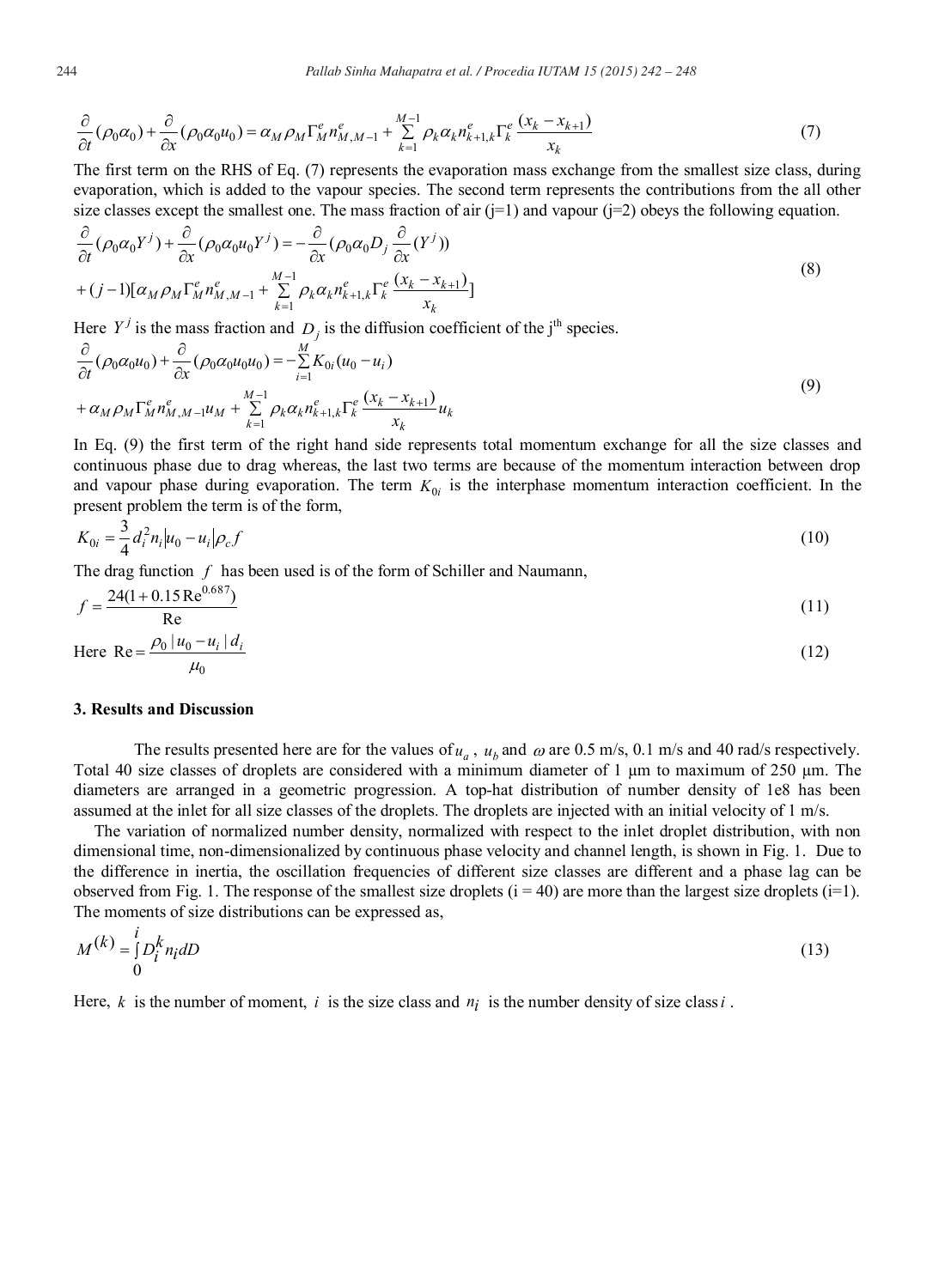$$\frac{\partial}{\partial t}(\rho_0 \alpha_0) + \frac{\partial}{\partial x}(\rho_0 \alpha_0 u_0) = \alpha_M \rho_M \Gamma_M^e n_{M,M-1}^e + \sum_{k=1}^{M-1} \rho_k \alpha_k n_{k+1,k}^e \Gamma_k^e \frac{(x_k - x_{k+1})}{x_k} \tag{7}$$

The first term on the RHS of Eq. (7) represents the evaporation mass exchange from the smallest size class, during evaporation, which is added to the vapour species. The second term represents the contributions from the all other size classes except the smallest one. The mass fraction of air (j=1) and vapour (j=2) obeys the following equation.

$$\frac{\partial}{\partial t}(\rho_0 \alpha_0 Y^j) + \frac{\partial}{\partial x}(\rho_0 \alpha_0 u_0 Y^j) = -\frac{\partial}{\partial x}(\rho_0 \alpha_0 D_j \frac{\partial}{\partial x}(Y^j))$$
$$+ (j-1)[\alpha_M \rho_M \Gamma_M^e n_{M,M-1}^e + \sum_{k=1}^{M-1} \rho_k \alpha_k n_{k+1,k}^e \Gamma_k^e \frac{(x_k - x_{k+1})}{x_k}] \tag{8}$$

Here $Y^j$ is the mass fraction and $D_j$ is the diffusion coefficient of the j[th] species.

$$\frac{\partial}{\partial t}(\rho_0 \alpha_0 u_0) + \frac{\partial}{\partial x}(\rho_0 \alpha_0 u_0 u_0) = -\sum_{i=1}^{M} K_{0i}(u_0 - u_i)$$
$$+ \alpha_M \rho_M \Gamma_M^e n_{M,M-1}^e u_M + \sum_{k=1}^{M-1} \rho_k \alpha_k n_{k+1,k}^e \Gamma_k^e \frac{(x_k - x_{k+1})}{x_k} u_k \tag{9}$$

In Eq. (9) the first term of the right hand side represents total momentum exchange for all the size classes and continuous phase due to drag whereas, the last two terms are because of the momentum interaction between drop and vapour phase during evaporation. The term $K_{0i}$ is the interphase momentum interaction coefficient. In the present problem the term is of the form,

$$K_{0i} = \frac{3}{4} d_i^2 n_i |u_0 - u_i| \rho_c f \tag{10}$$

The drag function $f$ has been used is of the form of Schiller and Naumann,

$$f = \frac{24(1 + 0.15\,\mathrm{Re}^{0.687})}{\mathrm{Re}} \tag{11}$$

Here
$$\mathrm{Re} = \frac{\rho_0 |u_0 - u_i| d_i}{\mu_0} \tag{12}$$

## 3. Results and Discussion

The results presented here are for the values of $u_a$, $u_b$ and $\omega$ are 0.5 m/s, 0.1 m/s and 40 rad/s respectively. Total 40 size classes of droplets are considered with a minimum diameter of 1 µm to maximum of 250 µm. The diameters are arranged in a geometric progression. A top-hat distribution of number density of 1e8 has been assumed at the inlet for all size classes of the droplets. The droplets are injected with an initial velocity of 1 m/s.

The variation of normalized number density, normalized with respect to the inlet droplet distribution, with non dimensional time, non-dimensionalized by continuous phase velocity and channel length, is shown in Fig. 1. Due to the difference in inertia, the oscillation frequencies of different size classes are different and a phase lag can be observed from Fig. 1. The response of the smallest size droplets (i = 40) are more than the largest size droplets (i=1). The moments of size distributions can be expressed as,

$$M^{(k)} = \int_0^i D_i^k n_i dD \tag{13}$$

Here, $k$ is the number of moment, $i$ is the size class and $n_i$ is the number density of size class $i$.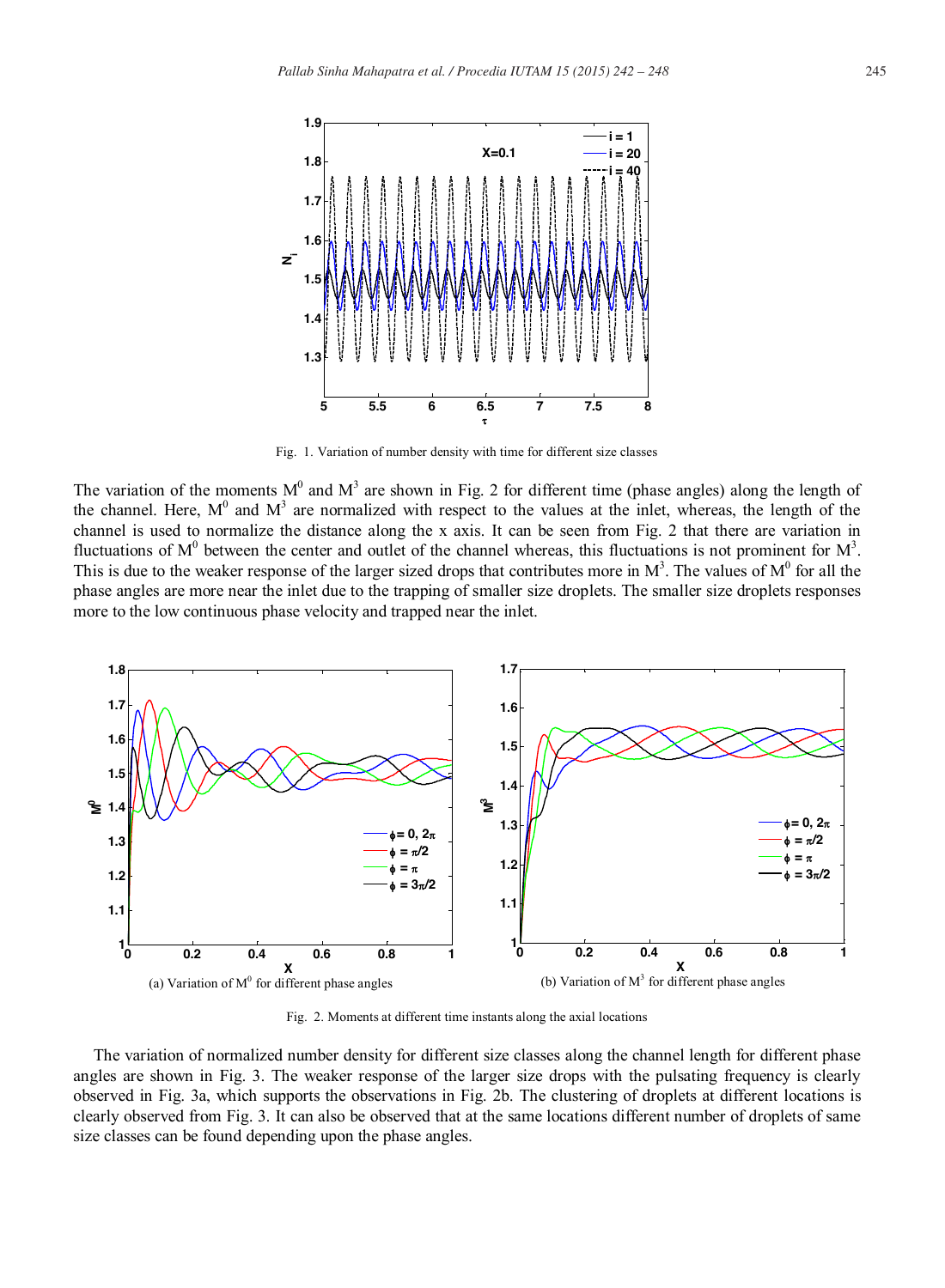Fig. 1. Variation of number density with time for different size classes

The variation of the moments $M^0$ and $M^3$ are shown in Fig. 2 for different time (phase angles) along the length of the channel. Here, $M^0$ and $M^3$ are normalized with respect to the values at the inlet, whereas, the length of the channel is used to normalize the distance along the x axis. It can be seen from Fig. 2 that there are variation in fluctuations of $M^0$ between the center and outlet of the channel whereas, this fluctuations is not prominent for $M^3$. This is due to the weaker response of the larger sized drops that contributes more in $M^3$. The values of $M^0$ for all the phase angles are more near the inlet due to the trapping of smaller size droplets. The smaller size droplets responses more to the low continuous phase velocity and trapped near the inlet.

(a) Variation of $M^0$ for different phase angles

(b) Variation of $M^3$ for different phase angles

Fig. 2. Moments at different time instants along the axial locations

The variation of normalized number density for different size classes along the channel length for different phase angles are shown in Fig. 3. The weaker response of the larger size drops with the pulsating frequency is clearly observed in Fig. 3a, which supports the observations in Fig. 2b. The clustering of droplets at different locations is clearly observed from Fig. 3. It can also be observed that at the same locations different number of droplets of same size classes can be found depending upon the phase angles.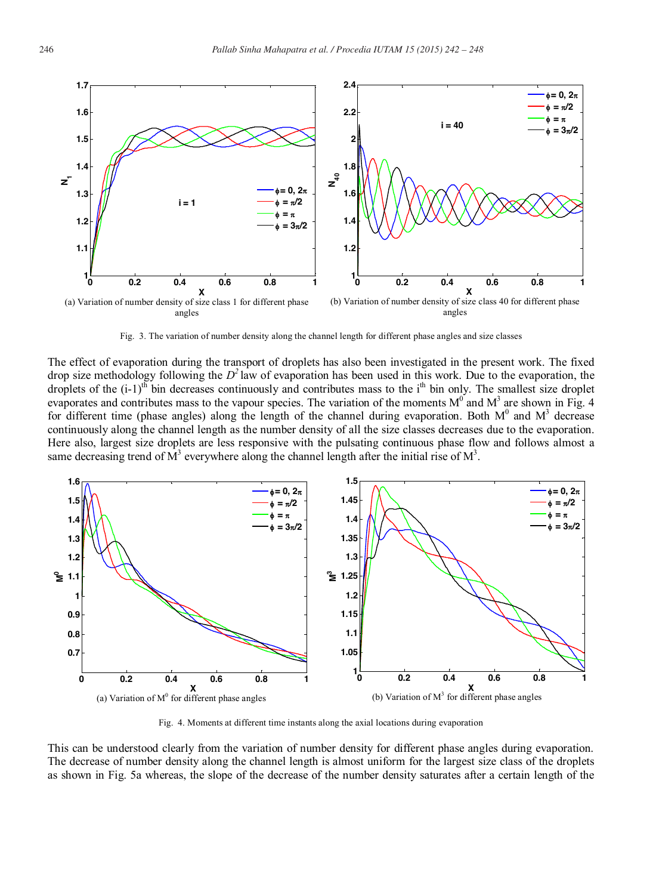(a) Variation of number density of size class 1 for different phase angles

(b) Variation of number density of size class 40 for different phase angles

Fig. 3. The variation of number density along the channel length for different phase angles and size classes

The effect of evaporation during the transport of droplets has also been investigated in the present work. The fixed drop size methodology following the $D^2$ law of evaporation has been used in this work. Due to the evaporation, the droplets of the $(i-1)^{th}$ bin decreases continuously and contributes mass to the $i^{th}$ bin only. The smallest size droplet evaporates and contributes mass to the vapour species. The variation of the moments $M^0$ and $M^3$ are shown in Fig. 4 for different time (phase angles) along the length of the channel during evaporation. Both $M^0$ and $M^3$ decrease continuously along the channel length as the number density of all the size classes decreases due to the evaporation. Here also, largest size droplets are less responsive with the pulsating continuous phase flow and follows almost a same decreasing trend of $M^3$ everywhere along the channel length after the initial rise of $M^3$.

(a) Variation of $M^0$ for different phase angles

(b) Variation of $M^3$ for different phase angles

Fig. 4. Moments at different time instants along the axial locations during evaporation

This can be understood clearly from the variation of number density for different phase angles during evaporation. The decrease of number density along the channel length is almost uniform for the largest size class of the droplets as shown in Fig. 5a whereas, the slope of the decrease of the number density saturates after a certain length of the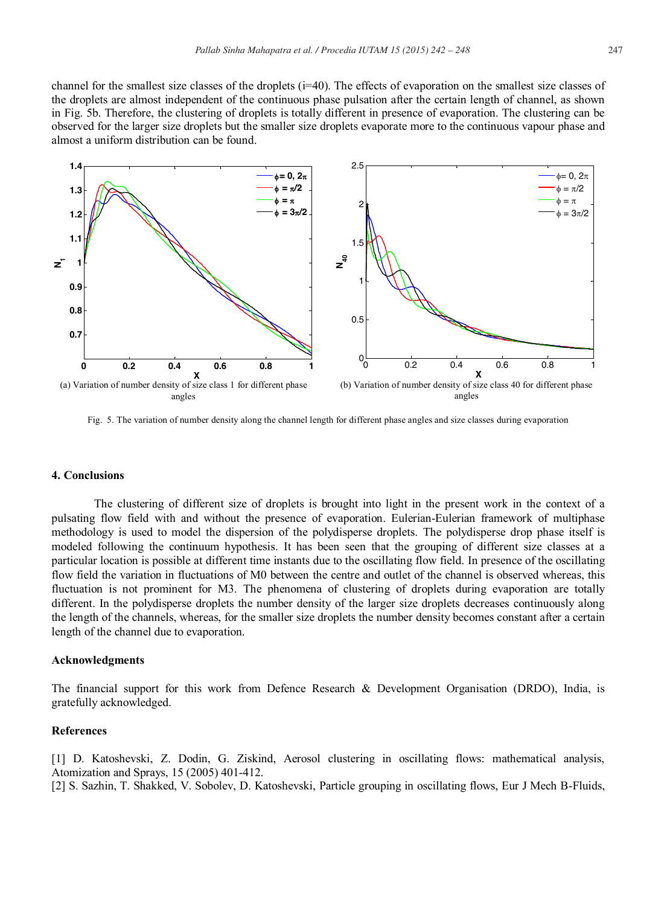channel for the smallest size classes of the droplets (i=40). The effects of evaporation on the smallest size classes of the droplets are almost independent of the continuous phase pulsation after the certain length of channel, as shown in Fig. 5b. Therefore, the clustering of droplets is totally different in presence of evaporation. The clustering can be observed for the larger size droplets but the smaller size droplets evaporate more to the continuous vapour phase and almost a uniform distribution can be found.

(a) Variation of number density of size class 1 for different phase angles

(b) Variation of number density of size class 40 for different phase angles

Fig. 5. The variation of number density along the channel length for different phase angles and size classes during evaporation

## 4. Conclusions

The clustering of different size of droplets is brought into light in the present work in the context of a pulsating flow field with and without the presence of evaporation. Eulerian-Eulerian framework of multiphase methodology is used to model the dispersion of the polydisperse droplets. The polydisperse drop phase itself is modeled following the continuum hypothesis. It has been seen that the grouping of different size classes at a particular location is possible at different time instants due to the oscillating flow field. In presence of the oscillating flow field the variation in fluctuations of M0 between the centre and outlet of the channel is observed whereas, this fluctuation is not prominent for M3. The phenomena of clustering of droplets during evaporation are totally different. In the polydisperse droplets the number density of the larger size droplets decreases continuously along the length of the channels, whereas, for the smaller size droplets the number density becomes constant after a certain length of the channel due to evaporation.

## Acknowledgments

The financial support for this work from Defence Research & Development Organisation (DRDO), India, is gratefully acknowledged.

## References

[1] D. Katoshevski, Z. Dodin, G. Ziskind, Aerosol clustering in oscillating flows: mathematical analysis, Atomization and Sprays, 15 (2005) 401-412.

[2] S. Sazhin, T. Shakked, V. Sobolev, D. Katoshevski, Particle grouping in oscillating flows, Eur J Mech B-Fluids,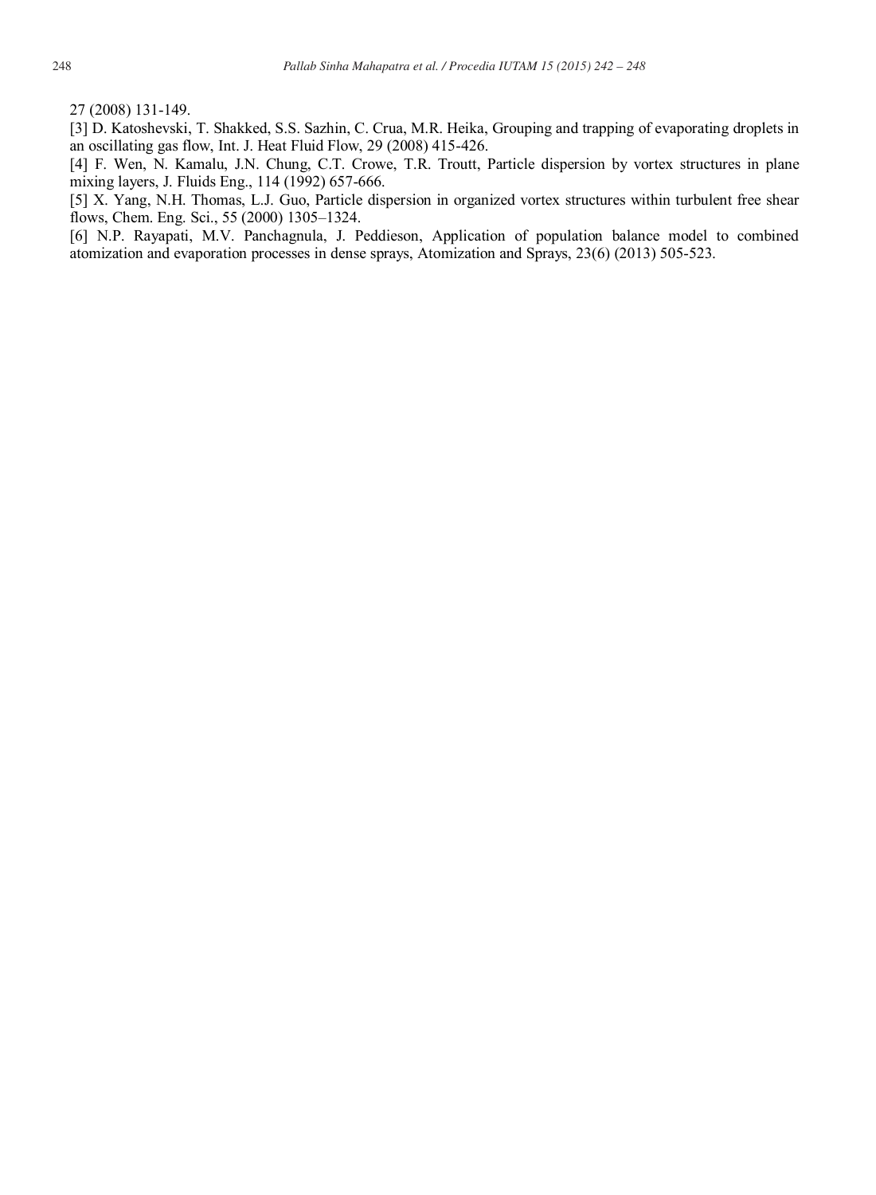27 (2008) 131-149.

[3] D. Katoshevski, T. Shakked, S.S. Sazhin, C. Crua, M.R. Heika, Grouping and trapping of evaporating droplets in an oscillating gas flow, Int. J. Heat Fluid Flow, 29 (2008) 415-426.

[4] F. Wen, N. Kamalu, J.N. Chung, C.T. Crowe, T.R. Troutt, Particle dispersion by vortex structures in plane mixing layers, J. Fluids Eng., 114 (1992) 657-666.

[5] X. Yang, N.H. Thomas, L.J. Guo, Particle dispersion in organized vortex structures within turbulent free shear flows, Chem. Eng. Sci., 55 (2000) 1305–1324.

[6] N.P. Rayapati, M.V. Panchagnula, J. Peddieson, Application of population balance model to combined atomization and evaporation processes in dense sprays, Atomization and Sprays, 23(6) (2013) 505-523.